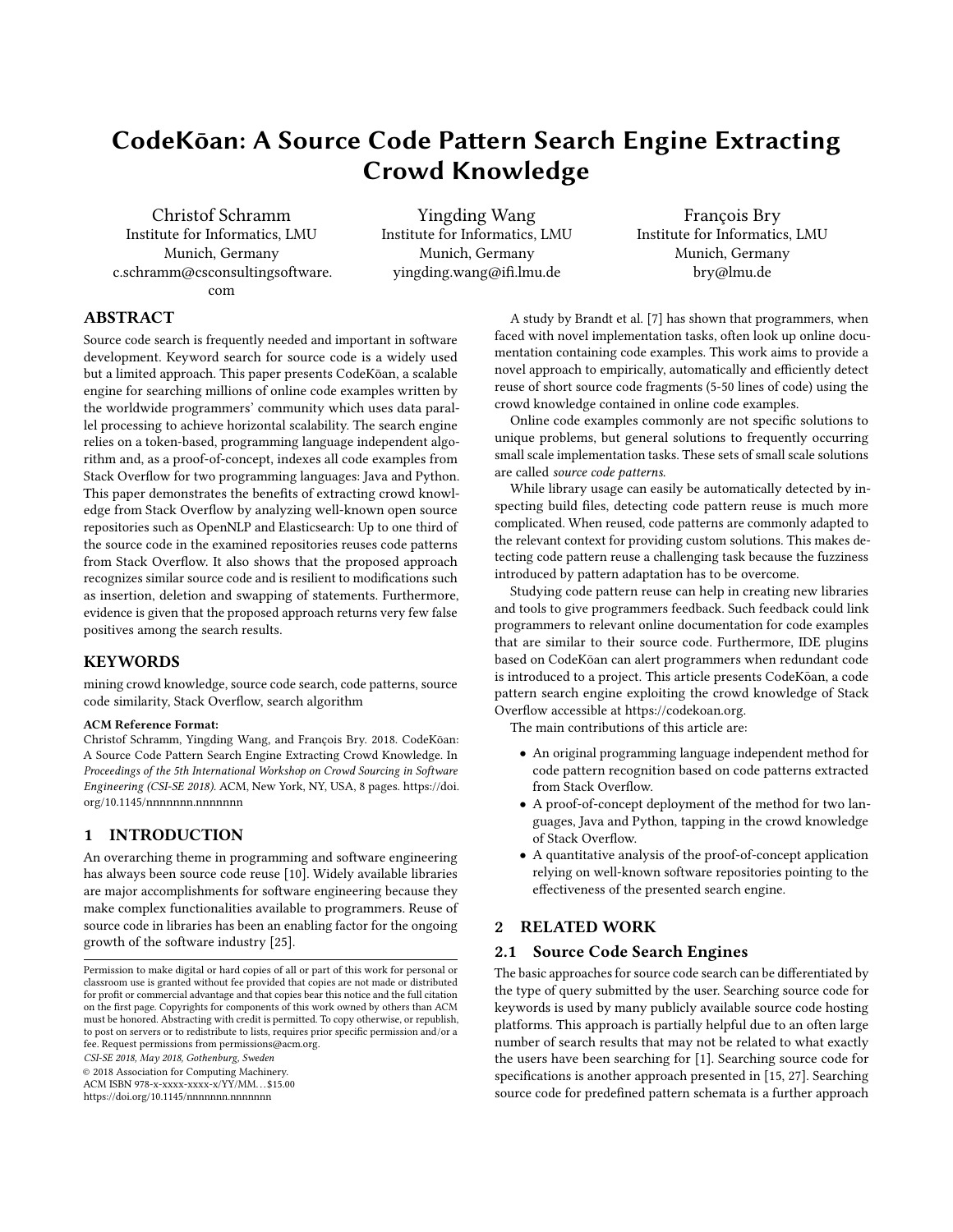# CodeKōan: A Source Code Pattern Search Engine Extracting Crowd Knowledge

Christof Schramm
Institute for Informatics, LMU
Munich, Germany
c.schramm@csconsultingsoftware.com

Yingding Wang
Institute for Informatics, LMU
Munich, Germany
yingding.wang@ifi.lmu.de

François Bry
Institute for Informatics, LMU
Munich, Germany
bry@lmu.de

## ABSTRACT

Source code search is frequently needed and important in software development. Keyword search for source code is a widely used but a limited approach. This paper presents CodeKōan, a scalable engine for searching millions of online code examples written by the worldwide programmers' community which uses data parallel processing to achieve horizontal scalability. The search engine relies on a token-based, programming language independent algorithm and, as a proof-of-concept, indexes all code examples from Stack Overflow for two programming languages: Java and Python. This paper demonstrates the benefits of extracting crowd knowledge from Stack Overflow by analyzing well-known open source repositories such as OpenNLP and Elasticsearch: Up to one third of the source code in the examined repositories reuses code patterns from Stack Overflow. It also shows that the proposed approach recognizes similar source code and is resilient to modifications such as insertion, deletion and swapping of statements. Furthermore, evidence is given that the proposed approach returns very few false positives among the search results.

## KEYWORDS

mining crowd knowledge, source code search, code patterns, source code similarity, Stack Overflow, search algorithm

**ACM Reference Format:**
Christof Schramm, Yingding Wang, and François Bry. 2018. CodeKōan: A Source Code Pattern Search Engine Extracting Crowd Knowledge. In *Proceedings of the 5th International Workshop on Crowd Sourcing in Software Engineering (CSI-SE 2018).* ACM, New York, NY, USA, 8 pages. https://doi.org/10.1145/nnnnnnn.nnnnnnn

## 1 INTRODUCTION

An overarching theme in programming and software engineering has always been source code reuse [10]. Widely available libraries are major accomplishments for software engineering because they make complex functionalities available to programmers. Reuse of source code in libraries has been an enabling factor for the ongoing growth of the software industry [25].

Permission to make digital or hard copies of all or part of this work for personal or classroom use is granted without fee provided that copies are not made or distributed for profit or commercial advantage and that copies bear this notice and the full citation on the first page. Copyrights for components of this work owned by others than ACM must be honored. Abstracting with credit is permitted. To copy otherwise, or republish, to post on servers or to redistribute to lists, requires prior specific permission and/or a fee. Request permissions from permissions@acm.org.
*CSI-SE 2018, May 2018, Gothenburg, Sweden*
© 2018 Association for Computing Machinery.
ACM ISBN 978-x-xxxx-xxxx-x/YY/MM...$15.00
https://doi.org/10.1145/nnnnnnn.nnnnnnn

A study by Brandt et al. [7] has shown that programmers, when faced with novel implementation tasks, often look up online documentation containing code examples. This work aims to provide a novel approach to empirically, automatically and efficiently detect reuse of short source code fragments (5-50 lines of code) using the crowd knowledge contained in online code examples.

Online code examples commonly are not specific solutions to unique problems, but general solutions to frequently occurring small scale implementation tasks. These sets of small scale solutions are called *source code patterns*.

While library usage can easily be automatically detected by inspecting build files, detecting code pattern reuse is much more complicated. When reused, code patterns are commonly adapted to the relevant context for providing custom solutions. This makes detecting code pattern reuse a challenging task because the fuzziness introduced by pattern adaptation has to be overcome.

Studying code pattern reuse can help in creating new libraries and tools to give programmers feedback. Such feedback could link programmers to relevant online documentation for code examples that are similar to their source code. Furthermore, IDE plugins based on CodeKōan can alert programmers when redundant code is introduced to a project. This article presents CodeKōan, a code pattern search engine exploiting the crowd knowledge of Stack Overflow accessible at https://codekoan.org.

The main contributions of this article are:

- An original programming language independent method for code pattern recognition based on code patterns extracted from Stack Overflow.
- A proof-of-concept deployment of the method for two languages, Java and Python, tapping in the crowd knowledge of Stack Overflow.
- A quantitative analysis of the proof-of-concept application relying on well-known software repositories pointing to the effectiveness of the presented search engine.

## 2 RELATED WORK

### 2.1 Source Code Search Engines

The basic approaches for source code search can be differentiated by the type of query submitted by the user. Searching source code for keywords is used by many publicly available source code hosting platforms. This approach is partially helpful due to an often large number of search results that may not be related to what exactly the users have been searching for [1]. Searching source code for specifications is another approach presented in [15, 27]. Searching source code for predefined pattern schemata is a further approach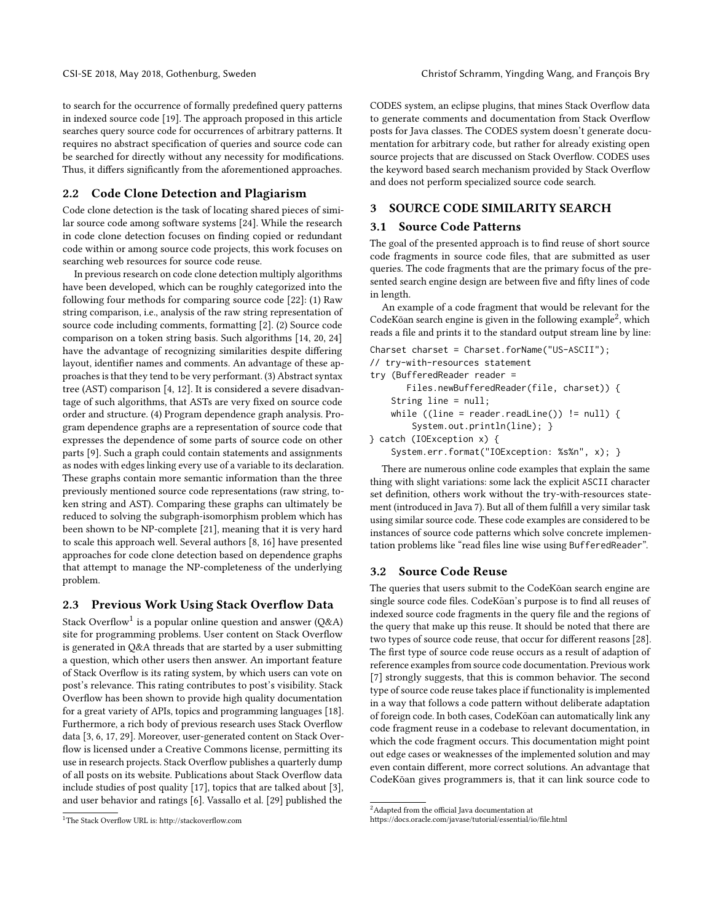to search for the occurrence of formally predefined query patterns in indexed source code [19]. The approach proposed in this article searches query source code for occurrences of arbitrary patterns. It requires no abstract specification of queries and source code can be searched for directly without any necessity for modifications. Thus, it differs significantly from the aforementioned approaches.

### 2.2 Code Clone Detection and Plagiarism

Code clone detection is the task of locating shared pieces of similar source code among software systems [24]. While the research in code clone detection focuses on finding copied or redundant code within or among source code projects, this work focuses on searching web resources for source code reuse.

In previous research on code clone detection multiply algorithms have been developed, which can be roughly categorized into the following four methods for comparing source code [22]: (1) Raw string comparison, i.e., analysis of the raw string representation of source code including comments, formatting [2]. (2) Source code comparison on a token string basis. Such algorithms [14, 20, 24] have the advantage of recognizing similarities despite differing layout, identifier names and comments. An advantage of these approaches is that they tend to be very performant. (3) Abstract syntax tree (AST) comparison [4, 12]. It is considered a severe disadvantage of such algorithms, that ASTs are very fixed on source code order and structure. (4) Program dependence graph analysis. Program dependence graphs are a representation of source code that expresses the dependence of some parts of source code on other parts [9]. Such a graph could contain statements and assignments as nodes with edges linking every use of a variable to its declaration. These graphs contain more semantic information than the three previously mentioned source code representations (raw string, token string and AST). Comparing these graphs can ultimately be reduced to solving the subgraph-isomorphism problem which has been shown to be NP-complete [21], meaning that it is very hard to scale this approach well. Several authors [8, 16] have presented approaches for code clone detection based on dependence graphs that attempt to manage the NP-completeness of the underlying problem.

### 2.3 Previous Work Using Stack Overflow Data

Stack Overflow[1] is a popular online question and answer (Q&A) site for programming problems. User content on Stack Overflow is generated in Q&A threads that are started by a user submitting a question, which other users then answer. An important feature of Stack Overflow is its rating system, by which users can vote on post's relevance. This rating contributes to post's visibility. Stack Overflow has been shown to provide high quality documentation for a great variety of APIs, topics and programming languages [18]. Furthermore, a rich body of previous research uses Stack Overflow data [3, 6, 17, 29]. Moreover, user-generated content on Stack Overflow is licensed under a Creative Commons license, permitting its use in research projects. Stack Overflow publishes a quarterly dump of all posts on its website. Publications about Stack Overflow data include studies of post quality [17], topics that are talked about [3], and user behavior and ratings [6]. Vassallo et al. [29] published the CODES system, an eclipse plugins, that mines Stack Overflow data to generate comments and documentation from Stack Overflow posts for Java classes. The CODES system doesn't generate documentation for arbitrary code, but rather for already existing open source projects that are discussed on Stack Overflow. CODES uses the keyword based search mechanism provided by Stack Overflow and does not perform specialized source code search.

[1] The Stack Overflow URL is: http://stackoverflow.com

## 3 SOURCE CODE SIMILARITY SEARCH

### 3.1 Source Code Patterns

The goal of the presented approach is to find reuse of short source code fragments in source code files, that are submitted as user queries. The code fragments that are the primary focus of the presented search engine design are between five and fifty lines of code in length.

An example of a code fragment that would be relevant for the CodeKōan search engine is given in the following example[2], which reads a file and prints it to the standard output stream line by line:

```
Charset charset = Charset.forName("US-ASCII");
// try-with-resources statement
try (BufferedReader reader =
       Files.newBufferedReader(file, charset)) {
    String line = null;
    while ((line = reader.readLine()) != null) {
        System.out.println(line); }
} catch (IOException x) {
    System.err.format("IOException: %s%n", x); }
```

There are numerous online code examples that explain the same thing with slight variations: some lack the explicit ASCII character set definition, others work without the try-with-resources statement (introduced in Java 7). But all of them fulfill a very similar task using similar source code. These code examples are considered to be instances of source code patterns which solve concrete implementation problems like "read files line wise using BufferedReader".

### 3.2 Source Code Reuse

The queries that users submit to the CodeKōan search engine are single source code files. CodeKōan's purpose is to find all reuses of indexed source code fragments in the query file and the regions of the query that make up this reuse. It should be noted that there are two types of source code reuse, that occur for different reasons [28]. The first type of source code reuse occurs as a result of adaption of reference examples from source code documentation. Previous work [7] strongly suggests, that this is common behavior. The second type of source code reuse takes place if functionality is implemented in a way that follows a code pattern without deliberate adaptation of foreign code. In both cases, CodeKōan can automatically link any code fragment reuse in a codebase to relevant documentation, in which the code fragment occurs. This documentation might point out edge cases or weaknesses of the implemented solution and may even contain different, more correct solutions. An advantage that CodeKōan gives programmers is, that it can link source code to

[2] Adapted from the official Java documentation at https://docs.oracle.com/javase/tutorial/essential/io/file.html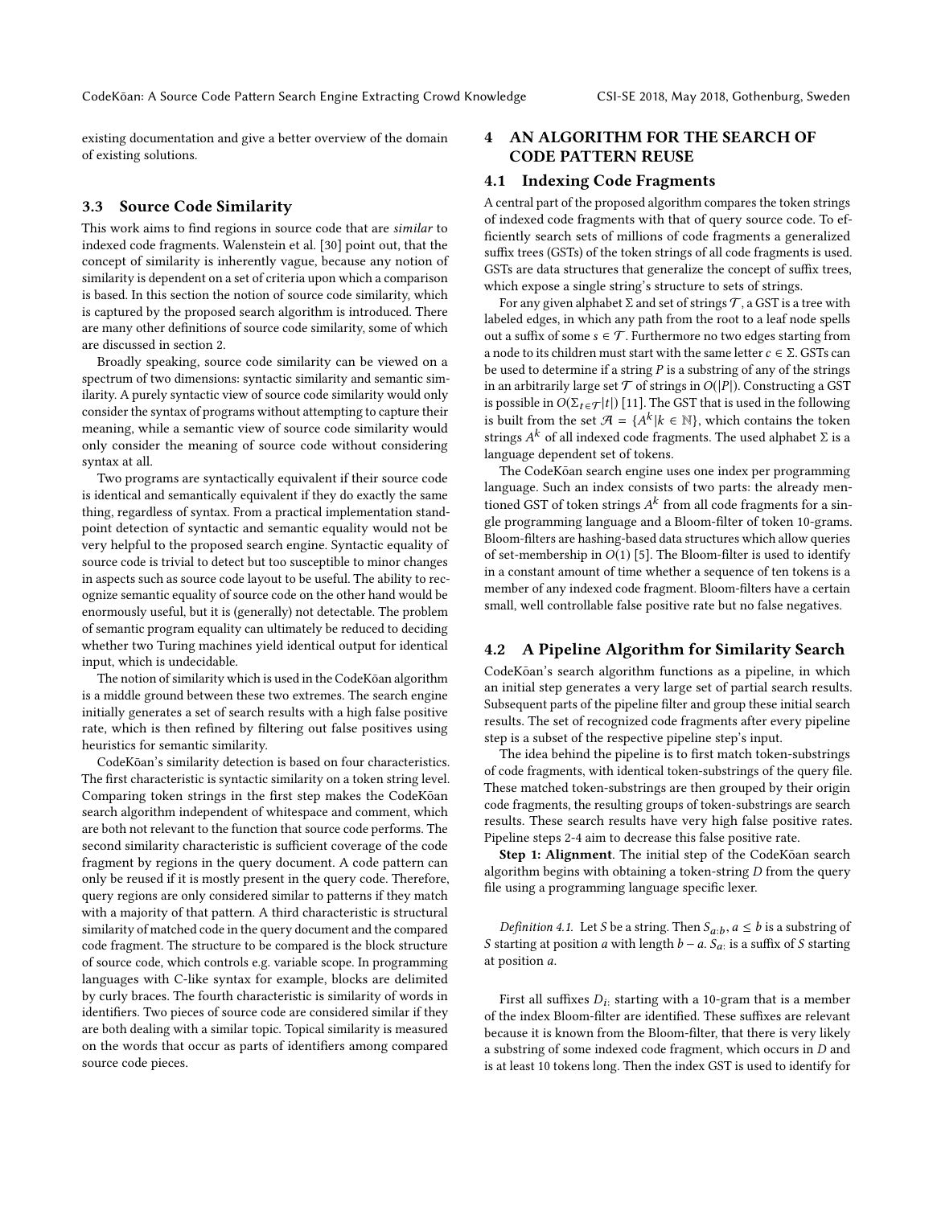existing documentation and give a better overview of the domain of existing solutions.

### 3.3 Source Code Similarity

This work aims to find regions in source code that are *similar* to indexed code fragments. Walenstein et al. [30] point out, that the concept of similarity is inherently vague, because any notion of similarity is dependent on a set of criteria upon which a comparison is based. In this section the notion of source code similarity, which is captured by the proposed search algorithm is introduced. There are many other definitions of source code similarity, some of which are discussed in section 2.

Broadly speaking, source code similarity can be viewed on a spectrum of two dimensions: syntactic similarity and semantic similarity. A purely syntactic view of source code similarity would only consider the syntax of programs without attempting to capture their meaning, while a semantic view of source code similarity would only consider the meaning of source code without considering syntax at all.

Two programs are syntactically equivalent if their source code is identical and semantically equivalent if they do exactly the same thing, regardless of syntax. From a practical implementation standpoint detection of syntactic and semantic equality would not be very helpful to the proposed search engine. Syntactic equality of source code is trivial to detect but too susceptible to minor changes in aspects such as source code layout to be useful. The ability to recognize semantic equality of source code on the other hand would be enormously useful, but it is (generally) not detectable. The problem of semantic program equality can ultimately be reduced to deciding whether two Turing machines yield identical output for identical input, which is undecidable.

The notion of similarity which is used in the CodeKōan algorithm is a middle ground between these two extremes. The search engine initially generates a set of search results with a high false positive rate, which is then refined by filtering out false positives using heuristics for semantic similarity.

CodeKōan's similarity detection is based on four characteristics. The first characteristic is syntactic similarity on a token string level. Comparing token strings in the first step makes the CodeKōan search algorithm independent of whitespace and comment, which are both not relevant to the function that source code performs. The second similarity characteristic is sufficient coverage of the code fragment by regions in the query document. A code pattern can only be reused if it is mostly present in the query code. Therefore, query regions are only considered similar to patterns if they match with a majority of that pattern. A third characteristic is structural similarity of matched code in the query document and the compared code fragment. The structure to be compared is the block structure of source code, which controls e.g. variable scope. In programming languages with C-like syntax for example, blocks are delimited by curly braces. The fourth characteristic is similarity of words in identifiers. Two pieces of source code are considered similar if they are both dealing with a similar topic. Topical similarity is measured on the words that occur as parts of identifiers among compared source code pieces.

## 4 AN ALGORITHM FOR THE SEARCH OF CODE PATTERN REUSE

### 4.1 Indexing Code Fragments

A central part of the proposed algorithm compares the token strings of indexed code fragments with that of query source code. To efficiently search sets of millions of code fragments a generalized suffix trees (GSTs) of the token strings of all code fragments is used. GSTs are data structures that generalize the concept of suffix trees, which expose a single string's structure to sets of strings.

For any given alphabet $\Sigma$ and set of strings $\mathcal{T}$, a GST is a tree with labeled edges, in which any path from the root to a leaf node spells out a suffix of some $s \in \mathcal{T}$. Furthermore no two edges starting from a node to its children must start with the same letter $c \in \Sigma$. GSTs can be used to determine if a string $P$ is a substring of any of the strings in an arbitrarily large set $\mathcal{T}$ of strings in $O(|P|)$. Constructing a GST is possible in $O(\Sigma_{t \in \mathcal{T}}|t|)$ [11]. The GST that is used in the following is built from the set $\mathcal{A} = \{A^k | k \in \mathbb{N}\}$, which contains the token strings $A^k$ of all indexed code fragments. The used alphabet $\Sigma$ is a language dependent set of tokens.

The CodeKōan search engine uses one index per programming language. Such an index consists of two parts: the already mentioned GST of token strings $A^k$ from all code fragments for a single programming language and a Bloom-filter of token 10-grams. Bloom-filters are hashing-based data structures which allow queries of set-membership in $O(1)$ [5]. The Bloom-filter is used to identify in a constant amount of time whether a sequence of ten tokens is a member of any indexed code fragment. Bloom-filters have a certain small, well controllable false positive rate but no false negatives.

### 4.2 A Pipeline Algorithm for Similarity Search

CodeKōan's search algorithm functions as a pipeline, in which an initial step generates a very large set of partial search results. Subsequent parts of the pipeline filter and group these initial search results. The set of recognized code fragments after every pipeline step is a subset of the respective pipeline step's input.

The idea behind the pipeline is to first match token-substrings of code fragments, with identical token-substrings of the query file. These matched token-substrings are then grouped by their origin code fragments, the resulting groups of token-substrings are search results. These search results have very high false positive rates. Pipeline steps 2-4 aim to decrease this false positive rate.

**Step 1: Alignment**. The initial step of the CodeKōan search algorithm begins with obtaining a token-string $D$ from the query file using a programming language specific lexer.

*Definition 4.1.* Let $S$ be a string. Then $S_{a:b}, a \leq b$ is a substring of $S$ starting at position $a$ with length $b - a$. $S_{a:}$ is a suffix of $S$ starting at position $a$.

First all suffixes $D_{i:}$ starting with a 10-gram that is a member of the index Bloom-filter are identified. These suffixes are relevant because it is known from the Bloom-filter, that there is very likely a substring of some indexed code fragment, which occurs in $D$ and is at least 10 tokens long. Then the index GST is used to identify for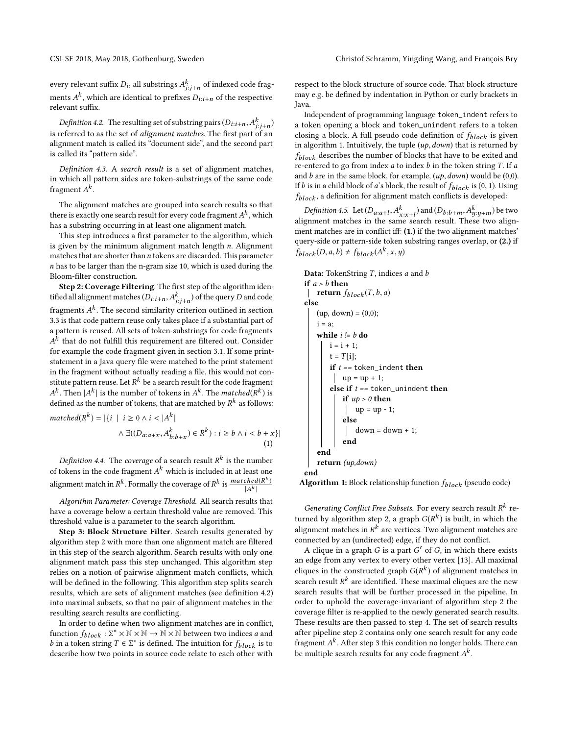every relevant suffix $D_i$: all substrings $A^k_{j:j+n}$ of indexed code fragments $A^k$, which are identical to prefixes $D_{i:i+n}$ of the respective relevant suffix.

*Definition 4.2.* The resulting set of substring pairs $(D_{i:i+n}, A^k_{j:j+n})$ is referred to as the set of *alignment matches*. The first part of an alignment match is called its "document side", and the second part is called its "pattern side".

*Definition 4.3.* A *search result* is a set of alignment matches, in which all pattern sides are token-substrings of the same code fragment $A^k$.

The alignment matches are grouped into search results so that there is exactly one search result for every code fragment $A^k$, which has a substring occurring in at least one alignment match.

This step introduces a first parameter to the algorithm, which is given by the minimum alignment match length $n$. Alignment matches that are shorter than $n$ tokens are discarded. This parameter $n$ has to be larger than the n-gram size 10, which is used during the Bloom-filter construction.

**Step 2: Coverage Filtering**. The first step of the algorithm identified all alignment matches $(D_{i:i+n}, A^k_{j:j+n})$ of the query $D$ and code fragments $A^k$. The second similarity criterion outlined in section 3.3 is that code pattern reuse only takes place if a substantial part of a pattern is reused. All sets of token-substrings for code fragments $A^k$ that do not fulfill this requirement are filtered out. Consider for example the code fragment given in section 3.1. If some print-statement in a Java query file were matched to the print statement in the fragment without actually reading a file, this would not constitute pattern reuse. Let $R^k$ be a search result for the code fragment $A^k$. Then $|A^k|$ is the number of tokens in $A^k$. The *matched*$(R^k)$ is defined as the number of tokens, that are matched by $R^k$ as follows:

$$matched(R^k) = |\{i \mid i \geq 0 \wedge i < |A^k| \wedge \exists((D_{a:a+x}, A^k_{b:b+x}) \in R^k) : i \geq b \wedge i < b + x\}| \quad (1)$$

*Definition 4.4.* The *coverage* of a search result $R^k$ is the number of tokens in the code fragment $A^k$ which is included in at least one alignment match in $R^k$. Formally the coverage of $R^k$ is $\frac{matched(R^k)}{|A^k|}$

*Algorithm Parameter: Coverage Threshold.* All search results that have a coverage below a certain threshold value are removed. This threshold value is a parameter to the search algorithm.

**Step 3: Block Structure Filter**. Search results generated by algorithm step 2 with more than one alignment match are filtered in this step of the search algorithm. Search results with only one alignment match pass this step unchanged. This algorithm step relies on a notion of pairwise alignment match conflicts, which will be defined in the following. This algorithm step splits search results, which are sets of alignment matches (see definition 4.2) into maximal subsets, so that no pair of alignment matches in the resulting search results are conflicting.

In order to define when two alignment matches are in conflict, function $f_{block} : \Sigma^* \times \mathbb{N} \times \mathbb{N} \rightarrow \mathbb{N} \times \mathbb{N}$ between two indices $a$ and $b$ in a token string $T \in \Sigma^*$ is defined. The intuition for $f_{block}$ is to describe how two points in source code relate to each other with respect to the block structure of source code. That block structure may e.g. be defined by indentation in Python or curly brackets in Java.

Independent of programming language `token_indent` refers to a token opening a block and `token_unindent` refers to a token closing a block. A full pseudo code definition of $f_{block}$ is given in algorithm 1. Intuitively, the tuple $(up, down)$ that is returned by $f_{block}$ describes the number of blocks that have to be exited and re-entered to go from index $a$ to index $b$ in the token string $T$. If $a$ and $b$ are in the same block, for example, $(up, down)$ would be $(0,0)$. If $b$ is in a child block of $a$'s block, the result of $f_{block}$ is $(0, 1)$. Using $f_{block}$, a definition for alignment match conflicts is developed:

*Definition 4.5.* Let $(D_{a:a+l}, A^k_{x:x+l})$ and $(D_{b:b+m}, A^k_{y:y+m})$ be two alignment matches in the same search result. These two alignment matches are in conflict iff: **(1.)** if the two alignment matches' query-side or pattern-side token substring ranges overlap, or **(2.)** if $f_{block}(D, a, b) \neq f_{block}(A^k, x, y)$

```
Data: TokenString T, indices a and b
if a > b then
    return f_block(T, b, a)
else
    (up, down) = (0,0);
    i = a;
    while i != b do
        i = i + 1;
        t = T[i];
        if t == token_indent then
            up = up + 1;
        else if t == token_unindent then
            if up > 0 then
                up = up - 1;
            else
                down = down + 1;
            end
    end
    return (up,down)
end
```

**Algorithm 1:** Block relationship function $f_{block}$ (pseudo code)

*Generating Conflict Free Subsets.* For every search result $R^k$ returned by algorithm step 2, a graph $G(R^k)$ is built, in which the alignment matches in $R^k$ are vertices. Two alignment matches are connected by an (undirected) edge, if they do not conflict.

A clique in a graph $G$ is a part $G'$ of $G$, in which there exists an edge from any vertex to every other vertex [13]. All maximal cliques in the constructed graph $G(R^k)$ of alignment matches in search result $R^k$ are identified. These maximal cliques are the new search results that will be further processed in the pipeline. In order to uphold the coverage-invariant of algorithm step 2 the coverage filter is re-applied to the newly generated search results. These results are then passed to step 4. The set of search results after pipeline step 2 contains only one search result for any code fragment $A^k$. After step 3 this condition no longer holds. There can be multiple search results for any code fragment $A^k$.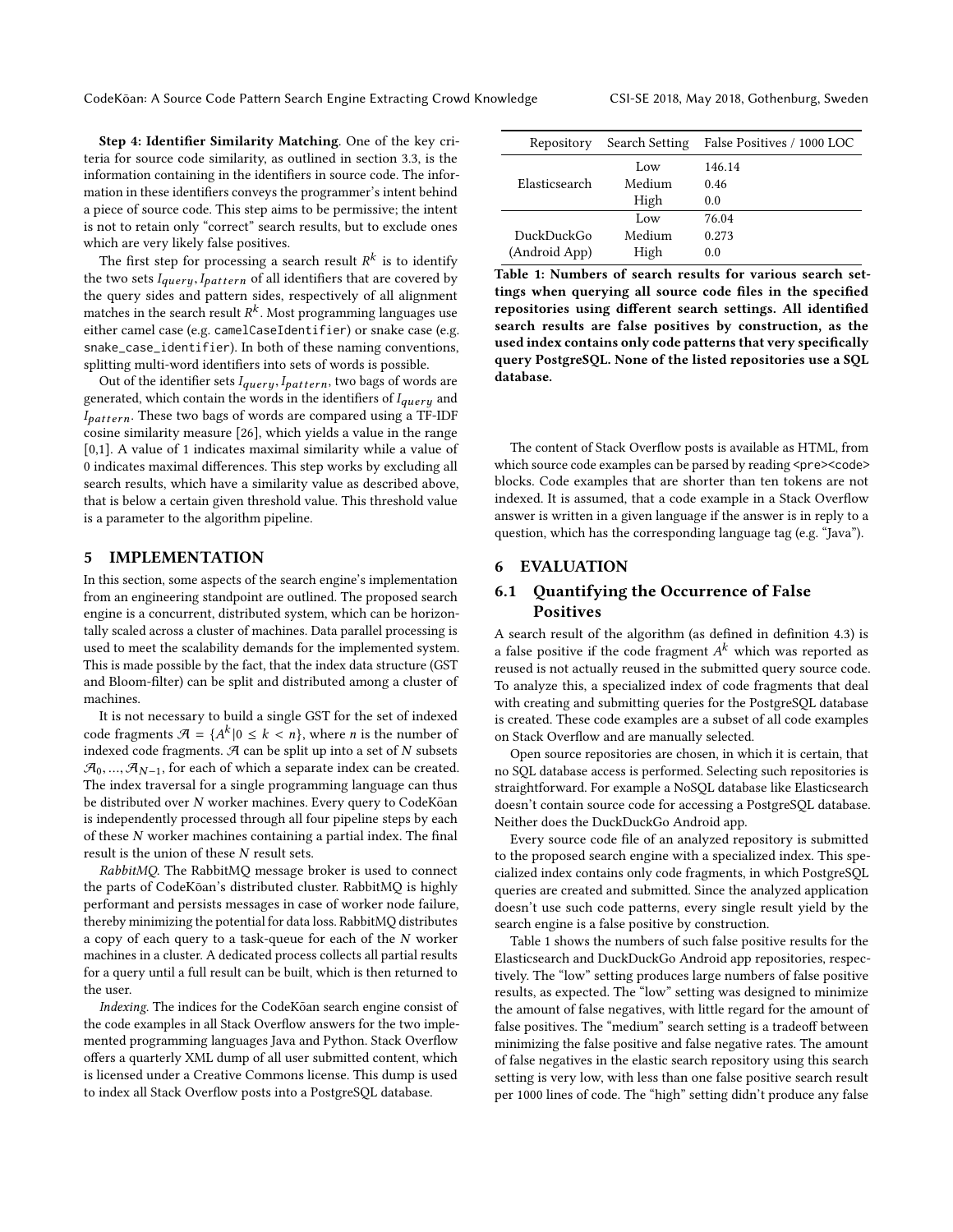**Step 4: Identifier Similarity Matching**. One of the key criteria for source code similarity, as outlined in section 3.3, is the information containing in the identifiers in source code. The information in these identifiers conveys the programmer's intent behind a piece of source code. This step aims to be permissive; the intent is not to retain only "correct" search results, but to exclude ones which are very likely false positives.

The first step for processing a search result $R^k$ is to identify the two sets $I_{query}, I_{pattern}$ of all identifiers that are covered by the query sides and pattern sides, respectively of all alignment matches in the search result $R^k$. Most programming languages use either camel case (e.g. `camelCaseIdentifier`) or snake case (e.g. `snake_case_identifier`). In both of these naming conventions, splitting multi-word identifiers into sets of words is possible.

Out of the identifier sets $I_{query}, I_{pattern}$, two bags of words are generated, which contain the words in the identifiers of $I_{query}$ and $I_{pattern}$. These two bags of words are compared using a TF-IDF cosine similarity measure [26], which yields a value in the range [0,1]. A value of 1 indicates maximal similarity while a value of 0 indicates maximal differences. This step works by excluding all search results, which have a similarity value as described above, that is below a certain given threshold value. This threshold value is a parameter to the algorithm pipeline.

## 5 IMPLEMENTATION

In this section, some aspects of the search engine's implementation from an engineering standpoint are outlined. The proposed search engine is a concurrent, distributed system, which can be horizontally scaled across a cluster of machines. Data parallel processing is used to meet the scalability demands for the implemented system. This is made possible by the fact, that the index data structure (GST and Bloom-filter) can be split and distributed among a cluster of machines.

It is not necessary to build a single GST for the set of indexed code fragments $\mathcal{A} = \{A^k | 0 \leq k < n\}$, where $n$ is the number of indexed code fragments. $\mathcal{A}$ can be split up into a set of $N$ subsets $\mathcal{A}_0, \ldots, \mathcal{A}_{N-1}$, for each of which a separate index can be created. The index traversal for a single programming language can thus be distributed over $N$ worker machines. Every query to CodeKōan is independently processed through all four pipeline steps by each of these $N$ worker machines containing a partial index. The final result is the union of these $N$ result sets.

*RabbitMQ.* The RabbitMQ message broker is used to connect the parts of CodeKōan's distributed cluster. RabbitMQ is highly performant and persists messages in case of worker node failure, thereby minimizing the potential for data loss. RabbitMQ distributes a copy of each query to a task-queue for each of the $N$ worker machines in a cluster. A dedicated process collects all partial results for a query until a full result can be built, which is then returned to the user.

*Indexing.* The indices for the CodeKōan search engine consist of the code examples in all Stack Overflow answers for the two implemented programming languages Java and Python. Stack Overflow offers a quarterly XML dump of all user submitted content, which is licensed under a Creative Commons license. This dump is used to index all Stack Overflow posts into a PostgreSQL database.

| Repository | Search Setting | False Positives / 1000 LOC |
|---|---|---|
| Elasticsearch | Low | 146.14 |
| | Medium | 0.46 |
| | High | 0.0 |
| DuckDuckGo (Android App) | Low | 76.04 |
| | Medium | 0.273 |
| | High | 0.0 |

**Table 1: Numbers of search results for various search settings when querying all source code files in the specified repositories using different search settings. All identified search results are false positives by construction, as the used index contains only code patterns that very specifically query PostgreSQL. None of the listed repositories use a SQL database.**

The content of Stack Overflow posts is available as HTML, from which source code examples can be parsed by reading `<pre><code>` blocks. Code examples that are shorter than ten tokens are not indexed. It is assumed, that a code example in a Stack Overflow answer is written in a given language if the answer is in reply to a question, which has the corresponding language tag (e.g. "Java").

## 6 EVALUATION

### 6.1 Quantifying the Occurrence of False Positives

A search result of the algorithm (as defined in definition 4.3) is a false positive if the code fragment $A^k$ which was reported as reused is not actually reused in the submitted query source code. To analyze this, a specialized index of code fragments that deal with creating and submitting queries for the PostgreSQL database is created. These code examples are a subset of all code examples on Stack Overflow and are manually selected.

Open source repositories are chosen, in which it is certain, that no SQL database access is performed. Selecting such repositories is straightforward. For example a NoSQL database like Elasticsearch doesn't contain source code for accessing a PostgreSQL database. Neither does the DuckDuckGo Android app.

Every source code file of an analyzed repository is submitted to the proposed search engine with a specialized index. This specialized index contains only code fragments, in which PostgreSQL queries are created and submitted. Since the analyzed application doesn't use such code patterns, every single result yield by the search engine is a false positive by construction.

Table 1 shows the numbers of such false positive results for the Elasticsearch and DuckDuckGo Android app repositories, respectively. The "low" setting produces large numbers of false positive results, as expected. The "low" setting was designed to minimize the amount of false negatives, with little regard for the amount of false positives. The "medium" search setting is a tradeoff between minimizing the false positive and false negative rates. The amount of false negatives in the elastic search repository using this search setting is very low, with less than one false positive search result per 1000 lines of code. The "high" setting didn't produce any false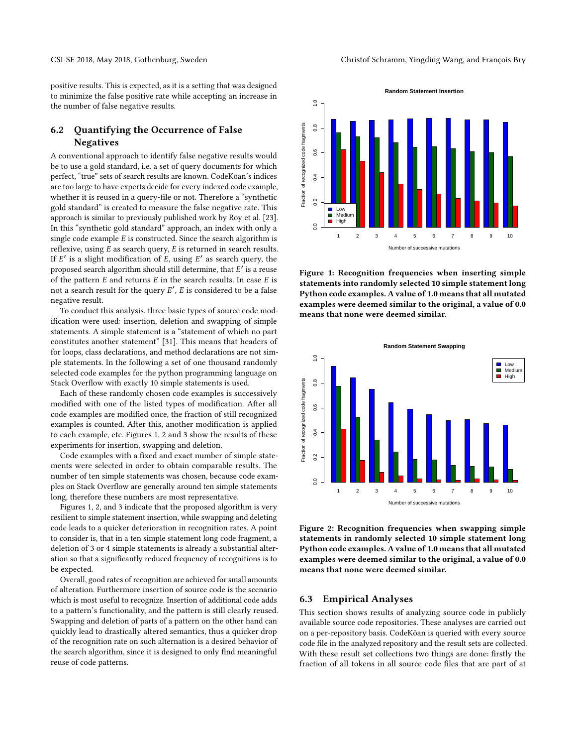positive results. This is expected, as it is a setting that was designed to minimize the false positive rate while accepting an increase in the number of false negative results.

## 6.2 Quantifying the Occurrence of False Negatives

A conventional approach to identify false negative results would be to use a gold standard, i.e. a set of query documents for which perfect, "true" sets of search results are known. CodeKōan's indices are too large to have experts decide for every indexed code example, whether it is reused in a query-file or not. Therefore a "synthetic gold standard" is created to measure the false negative rate. This approach is similar to previously published work by Roy et al. [23]. In this "synthetic gold standard" approach, an index with only a single code example $E$ is constructed. Since the search algorithm is reflexive, using $E$ as search query, $E$ is returned in search results. If $E'$ is a slight modification of $E$, using $E'$ as search query, the proposed search algorithm should still determine, that $E'$ is a reuse of the pattern $E$ and returns $E$ in the search results. In case $E$ is not a search result for the query $E'$, $E$ is considered to be a false negative result.

To conduct this analysis, three basic types of source code modification were used: insertion, deletion and swapping of simple statements. A simple statement is a "statement of which no part constitutes another statement" [31]. This means that headers of for loops, class declarations, and method declarations are not simple statements. In the following a set of one thousand randomly selected code examples for the python programming language on Stack Overflow with exactly 10 simple statements is used.

Each of these randomly chosen code examples is successively modified with one of the listed types of modification. After all code examples are modified once, the fraction of still recognized examples is counted. After this, another modification is applied to each example, etc. Figures 1, 2 and 3 show the results of these experiments for insertion, swapping and deletion.

Code examples with a fixed and exact number of simple statements were selected in order to obtain comparable results. The number of ten simple statements was chosen, because code examples on Stack Overflow are generally around ten simple statements long, therefore these numbers are most representative.

Figures 1, 2, and 3 indicate that the proposed algorithm is very resilient to simple statement insertion, while swapping and deleting code leads to a quicker deterioration in recognition rates. A point to consider is, that in a ten simple statement long code fragment, a deletion of 3 or 4 simple statements is already a substantial alteration so that a significantly reduced frequency of recognitions is to be expected.

Overall, good rates of recognition are achieved for small amounts of alteration. Furthermore insertion of source code is the scenario which is most useful to recognize. Insertion of additional code adds to a pattern's functionality, and the pattern is still clearly reused. Swapping and deletion of parts of a pattern on the other hand can quickly lead to drastically altered semantics, thus a quicker drop of the recognition rate on such alternation is a desired behavior of the search algorithm, since it is designed to only find meaningful reuse of code patterns.

Random Statement Insertion

Fraction of recognized code fragments

0.0
0.2
0.4
0.6
0.8
1.0

Low
Medium
High

1 2 3 4 5 6 7 8 9 10

Number of successive mutations

**Figure 1: Recognition frequencies when inserting simple statements into randomly selected 10 simple statement long Python code examples. A value of 1.0 means that all mutated examples were deemed similar to the original, a value of 0.0 means that none were deemed similar.**

Random Statement Swapping

Fraction of recognized code fragments

0.0
0.2
0.4
0.6
0.8
1.0

Low
Medium
High

1 2 3 4 5 6 7 8 9 10

Number of successive mutations

**Figure 2: Recognition frequencies when swapping simple statements in randomly selected 10 simple statement long Python code examples. A value of 1.0 means that all mutated examples were deemed similar to the original, a value of 0.0 means that none were deemed similar.**

## 6.3 Empirical Analyses

This section shows results of analyzing source code in publicly available source code repositories. These analyses are carried out on a per-repository basis. CodeKōan is queried with every source code file in the analyzed repository and the result sets are collected. With these result set collections two things are done: firstly the fraction of all tokens in all source code files that are part of at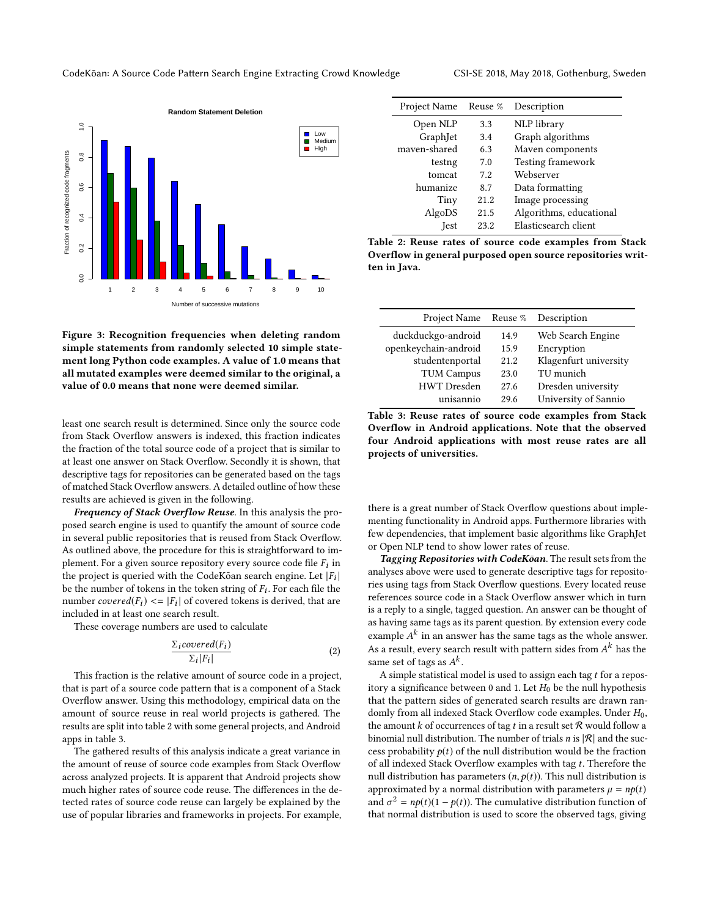Figure 3: Recognition frequencies when deleting random simple statements from randomly selected 10 simple statement long Python code examples. A value of 1.0 means that all mutated examples were deemed similar to the original, a value of 0.0 means that none were deemed similar.

least one search result is determined. Since only the source code from Stack Overflow answers is indexed, this fraction indicates the fraction of the total source code of a project that is similar to at least one answer on Stack Overflow. Secondly it is shown, that descriptive tags for repositories can be generated based on the tags of matched Stack Overflow answers. A detailed outline of how these results are achieved is given in the following.

***Frequency of Stack Overflow Reuse***. In this analysis the proposed search engine is used to quantify the amount of source code in several public repositories that is reused from Stack Overflow. As outlined above, the procedure for this is straightforward to implement. For a given source repository every source code file $F_i$ in the project is queried with the CodeKōan search engine. Let $|F_i|$ be the number of tokens in the token string of $F_i$. For each file the number $covered(F_i) <= |F_i|$ of covered tokens is derived, that are included in at least one search result.

These coverage numbers are used to calculate

$$\frac{\Sigma_i covered(F_i)}{\Sigma_i |F_i|} \tag{2}$$

This fraction is the relative amount of source code in a project, that is part of a source code pattern that is a component of a Stack Overflow answer. Using this methodology, empirical data on the amount of source reuse in real world projects is gathered. The results are split into table 2 with some general projects, and Android apps in table 3.

The gathered results of this analysis indicate a great variance in the amount of reuse of source code examples from Stack Overflow across analyzed projects. It is apparent that Android projects show much higher rates of source code reuse. The differences in the detected rates of source code reuse can largely be explained by the use of popular libraries and frameworks in projects. For example,

| Project Name | Reuse % | Description |
|---|---|---|
| Open NLP | 3.3 | NLP library |
| GraphJet | 3.4 | Graph algorithms |
| maven-shared | 6.3 | Maven components |
| testng | 7.0 | Testing framework |
| tomcat | 7.2 | Webserver |
| humanize | 8.7 | Data formatting |
| Tiny | 21.2 | Image processing |
| AlgoDS | 21.5 | Algorithms, educational |
| Jest | 23.2 | Elasticsearch client |

**Table 2: Reuse rates of source code examples from Stack Overflow in general purposed open source repositories written in Java.**

| Project Name | Reuse % | Description |
|---|---|---|
| duckduckgo-android | 14.9 | Web Search Engine |
| openkeychain-android | 15.9 | Encryption |
| studentenportal | 21.2 | Klagenfurt university |
| TUM Campus | 23.0 | TU munich |
| HWT Dresden | 27.6 | Dresden university |
| unisannio | 29.6 | University of Sannio |

**Table 3: Reuse rates of source code examples from Stack Overflow in Android applications. Note that the observed four Android applications with most reuse rates are all projects of universities.**

there is a great number of Stack Overflow questions about implementing functionality in Android apps. Furthermore libraries with few dependencies, that implement basic algorithms like GraphJet or Open NLP tend to show lower rates of reuse.

***Tagging Repositories with CodeKōan***. The result sets from the analyses above were used to generate descriptive tags for repositories using tags from Stack Overflow questions. Every located reuse references source code in a Stack Overflow answer which in turn is a reply to a single, tagged question. An answer can be thought of as having same tags as its parent question. By extension every code example $A^k$ in an answer has the same tags as the whole answer. As a result, every search result with pattern sides from $A^k$ has the same set of tags as $A^k$.

A simple statistical model is used to assign each tag $t$ for a repository a significance between 0 and 1. Let $H_0$ be the null hypothesis that the pattern sides of generated search results are drawn randomly from all indexed Stack Overflow code examples. Under $H_0$, the amount $k$ of occurrences of tag $t$ in a result set $\mathcal{R}$ would follow a binomial null distribution. The number of trials $n$ is $|\mathcal{R}|$ and the success probability $p(t)$ of the null distribution would be the fraction of all indexed Stack Overflow examples with tag $t$. Therefore the null distribution has parameters $(n, p(t))$. This null distribution is approximated by a normal distribution with parameters $\mu = np(t)$ and $\sigma^2 = np(t)(1 - p(t))$. The cumulative distribution function of that normal distribution is used to score the observed tags, giving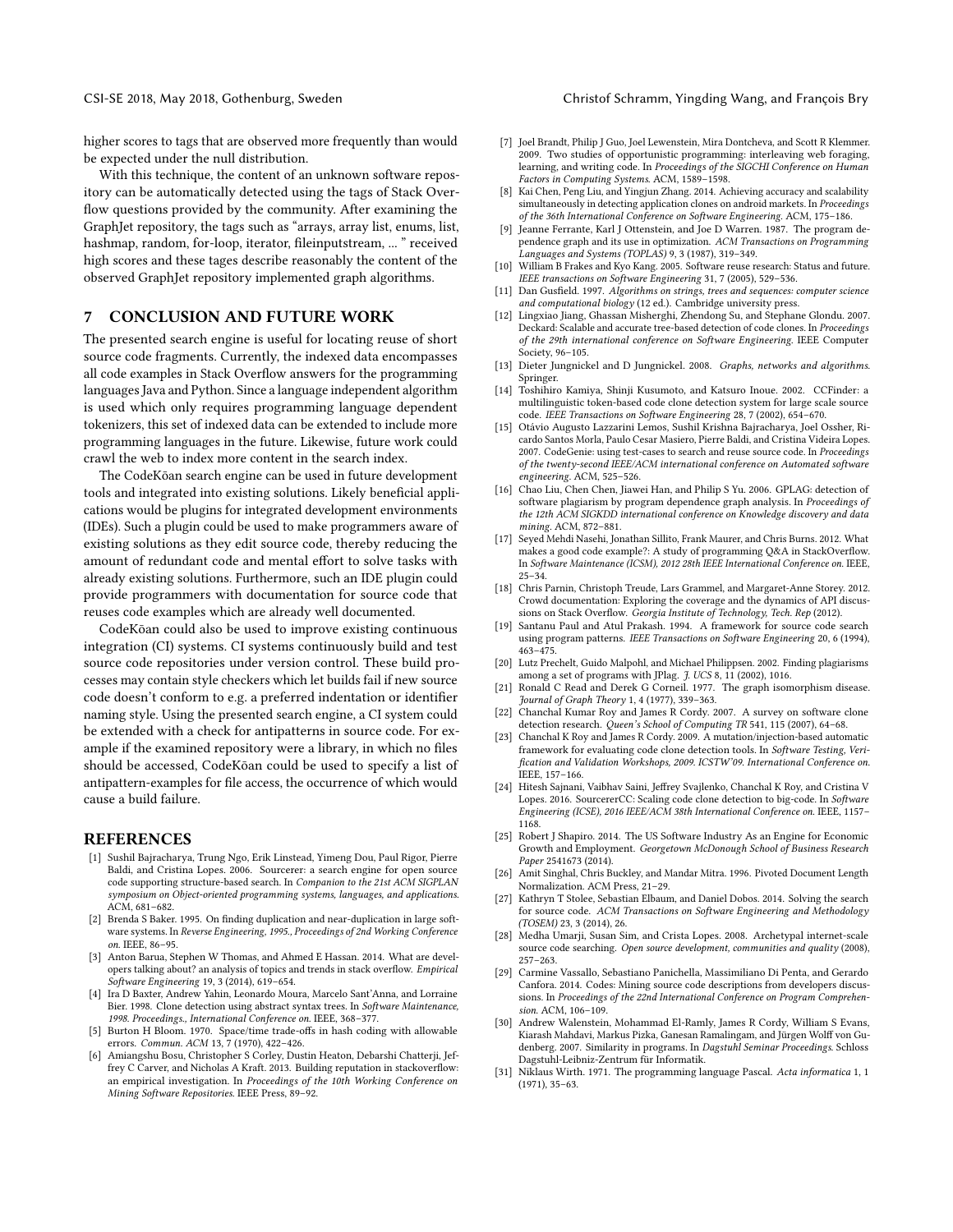higher scores to tags that are observed more frequently than would be expected under the null distribution.

With this technique, the content of an unknown software repository can be automatically detected using the tags of Stack Overflow questions provided by the community. After examining the GraphJet repository, the tags such as "arrays, array list, enums, list, hashmap, random, for-loop, iterator, fileinputstream, ... " received high scores and these tages describe reasonably the content of the observed GraphJet repository implemented graph algorithms.

## 7 CONCLUSION AND FUTURE WORK

The presented search engine is useful for locating reuse of short source code fragments. Currently, the indexed data encompasses all code examples in Stack Overflow answers for the programming languages Java and Python. Since a language independent algorithm is used which only requires programming language dependent tokenizers, this set of indexed data can be extended to include more programming languages in the future. Likewise, future work could crawl the web to index more content in the search index.

The CodeKōan search engine can be used in future development tools and integrated into existing solutions. Likely beneficial applications would be plugins for integrated development environments (IDEs). Such a plugin could be used to make programmers aware of existing solutions as they edit source code, thereby reducing the amount of redundant code and mental effort to solve tasks with already existing solutions. Furthermore, such an IDE plugin could provide programmers with documentation for source code that reuses code examples which are already well documented.

CodeKōan could also be used to improve existing continuous integration (CI) systems. CI systems continuously build and test source code repositories under version control. These build processes may contain style checkers which let builds fail if new source code doesn't conform to e.g. a preferred indentation or identifier naming style. Using the presented search engine, a CI system could be extended with a check for antipatterns in source code. For example if the examined repository were a library, in which no files should be accessed, CodeKōan could be used to specify a list of antipattern-examples for file access, the occurrence of which would cause a build failure.

## REFERENCES

[1] Sushil Bajracharya, Trung Ngo, Erik Linstead, Yimeng Dou, Paul Rigor, Pierre Baldi, and Cristina Lopes. 2006. Sourcerer: a search engine for open source code supporting structure-based search. In *Companion to the 21st ACM SIGPLAN symposium on Object-oriented programming systems, languages, and applications*. ACM, 681–682.

[2] Brenda S Baker. 1995. On finding duplication and near-duplication in large software systems. In *Reverse Engineering, 1995., Proceedings of 2nd Working Conference on*. IEEE, 86–95.

[3] Anton Barua, Stephen W Thomas, and Ahmed E Hassan. 2014. What are developers talking about? an analysis of topics and trends in stack overflow. *Empirical Software Engineering* 19, 3 (2014), 619–654.

[4] Ira D Baxter, Andrew Yahin, Leonardo Moura, Marcelo Sant'Anna, and Lorraine Bier. 1998. Clone detection using abstract syntax trees. In *Software Maintenance, 1998. Proceedings., International Conference on*. IEEE, 368–377.

[5] Burton H Bloom. 1970. Space/time trade-offs in hash coding with allowable errors. *Commun. ACM* 13, 7 (1970), 422–426.

[6] Amiangshu Bosu, Christopher S Corley, Dustin Heaton, Debarshi Chatterji, Jeffrey C Carver, and Nicholas A Kraft. 2013. Building reputation in stackoverflow: an empirical investigation. In *Proceedings of the 10th Working Conference on Mining Software Repositories*. IEEE Press, 89–92.

[7] Joel Brandt, Philip J Guo, Joel Lewenstein, Mira Dontcheva, and Scott R Klemmer. 2009. Two studies of opportunistic programming: interleaving web foraging, learning, and writing code. In *Proceedings of the SIGCHI Conference on Human Factors in Computing Systems*. ACM, 1589–1598.

[8] Kai Chen, Peng Liu, and Yingjun Zhang. 2014. Achieving accuracy and scalability simultaneously in detecting application clones on android markets. In *Proceedings of the 36th International Conference on Software Engineering*. ACM, 175–186.

[9] Jeanne Ferrante, Karl J Ottenstein, and Joe D Warren. 1987. The program dependence graph and its use in optimization. *ACM Transactions on Programming Languages and Systems (TOPLAS)* 9, 3 (1987), 319–349.

[10] William B Frakes and Kyo Kang. 2005. Software reuse research: Status and future. *IEEE transactions on Software Engineering* 31, 7 (2005), 529–536.

[11] Dan Gusfield. 1997. *Algorithms on strings, trees and sequences: computer science and computational biology* (12 ed.). Cambridge university press.

[12] Lingxiao Jiang, Ghassan Misherghi, Zhendong Su, and Stephane Glondu. 2007. Deckard: Scalable and accurate tree-based detection of code clones. In *Proceedings of the 29th international conference on Software Engineering*. IEEE Computer Society, 96–105.

[13] Dieter Jungnickel and D Jungnickel. 2008. *Graphs, networks and algorithms*. Springer.

[14] Toshihiro Kamiya, Shinji Kusumoto, and Katsuro Inoue. 2002. CCFinder: a multilinguistic token-based code clone detection system for large scale source code. *IEEE Transactions on Software Engineering* 28, 7 (2002), 654–670.

[15] Otávio Augusto Lazzarini Lemos, Sushil Krishna Bajracharya, Joel Ossher, Ricardo Santos Morla, Paulo Cesar Masiero, Pierre Baldi, and Cristina Videira Lopes. 2007. CodeGenie: using test-cases to search and reuse source code. In *Proceedings of the twenty-second IEEE/ACM international conference on Automated software engineering*. ACM, 525–526.

[16] Chao Liu, Chen Chen, Jiawei Han, and Philip S Yu. 2006. GPLAG: detection of software plagiarism by program dependence graph analysis. In *Proceedings of the 12th ACM SIGKDD international conference on Knowledge discovery and data mining*. ACM, 872–881.

[17] Seyed Mehdi Nasehi, Jonathan Sillito, Frank Maurer, and Chris Burns. 2012. What makes a good code example?: A study of programming Q&A in StackOverflow. In *Software Maintenance (ICSM), 2012 28th IEEE International Conference on*. IEEE, 25–34.

[18] Chris Parnin, Christoph Treude, Lars Grammel, and Margaret-Anne Storey. 2012. Crowd documentation: Exploring the coverage and the dynamics of API discussions on Stack Overflow. *Georgia Institute of Technology, Tech. Rep* (2012).

[19] Santanu Paul and Atul Prakash. 1994. A framework for source code search using program patterns. *IEEE Transactions on Software Engineering* 20, 6 (1994), 463–475.

[20] Lutz Prechelt, Guido Malpohl, and Michael Philippsen. 2002. Finding plagiarisms among a set of programs with JPlag. *J. UCS* 8, 11 (2002), 1016.

[21] Ronald C Read and Derek G Corneil. 1977. The graph isomorphism disease. *Journal of Graph Theory* 1, 4 (1977), 339–363.

[22] Chanchal Kumar Roy and James R Cordy. 2007. A survey on software clone detection research. *Queen's School of Computing TR* 541, 115 (2007), 64–68.

[23] Chanchal K Roy and James R Cordy. 2009. A mutation/injection-based automatic framework for evaluating code clone detection tools. In *Software Testing, Verification and Validation Workshops, 2009. ICSTW'09. International Conference on*. IEEE, 157–166.

[24] Hitesh Sajnani, Vaibhav Saini, Jeffrey Svajlenko, Chanchal K Roy, and Cristina V Lopes. 2016. SourcererCC: Scaling code clone detection to big-code. In *Software Engineering (ICSE), 2016 IEEE/ACM 38th International Conference on*. IEEE, 1157–1168.

[25] Robert J Shapiro. 2014. The US Software Industry As an Engine for Economic Growth and Employment. *Georgetown McDonough School of Business Research Paper* 2541673 (2014).

[26] Amit Singhal, Chris Buckley, and Mandar Mitra. 1996. Pivoted Document Length Normalization. ACM Press, 21–29.

[27] Kathryn T Stolee, Sebastian Elbaum, and Daniel Dobos. 2014. Solving the search for source code. *ACM Transactions on Software Engineering and Methodology (TOSEM)* 23, 3 (2014), 26.

[28] Medha Umarji, Susan Sim, and Crista Lopes. 2008. Archetypal internet-scale source code searching. *Open source development, communities and quality* (2008), 257–263.

[29] Carmine Vassallo, Sebastiano Panichella, Massimiliano Di Penta, and Gerardo Canfora. 2014. Codes: Mining source code descriptions from developers discussions. In *Proceedings of the 22nd International Conference on Program Comprehension*. ACM, 106–109.

[30] Andrew Walenstein, Mohammad El-Ramly, James R Cordy, William S Evans, Kiarash Mahdavi, Markus Pizka, Ganesan Ramalingam, and Jürgen Wolff von Gudenberg. 2007. Similarity in programs. In *Dagstuhl Seminar Proceedings*. Schloss Dagstuhl-Leibniz-Zentrum für Informatik.

[31] Niklaus Wirth. 1971. The programming language Pascal. *Acta informatica* 1, 1 (1971), 35–63.